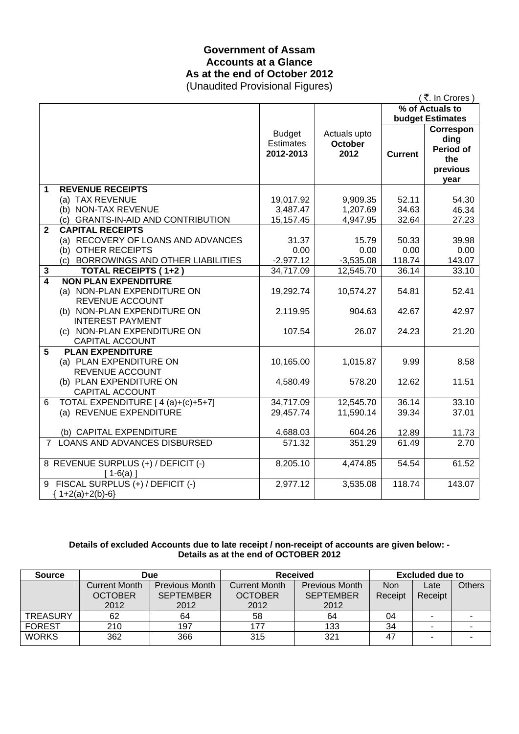# Government of Assam
## Accounts at a Glance
## As at the end of October 2012
(Unaudited Provisional Figures)

( ₹. In Crores )

| | Budget Estimates 2012-2013 | Actuals upto October 2012 | % of Actuals to budget Estimates | |
|---|---|---|---|---|
| | | | Current | Corresponding Period of the previous year |
| **1 REVENUE RECEIPTS** | | | | |
| (a) TAX REVENUE | 19,017.92 | 9,909.35 | 52.11 | 54.30 |
| (b) NON-TAX REVENUE | 3,487.47 | 1,207.69 | 34.63 | 46.34 |
| (c) GRANTS-IN-AID AND CONTRIBUTION | 15,157.45 | 4,947.95 | 32.64 | 27.23 |
| **2 CAPITAL RECEIPTS** | | | | |
| (a) RECOVERY OF LOANS AND ADVANCES | 31.37 | 15.79 | 50.33 | 39.98 |
| (b) OTHER RECEIPTS | 0.00 | 0.00 | 0.00 | 0.00 |
| (c) BORROWINGS AND OTHER LIABILITIES | -2,977.12 | -3,535.08 | 118.74 | 143.07 |
| **3 TOTAL RECEIPTS ( 1+2 )** | 34,717.09 | 12,545.70 | 36.14 | 33.10 |
| **4 NON PLAN EXPENDITURE** | | | | |
| (a) NON-PLAN EXPENDITURE ON REVENUE ACCOUNT | 19,292.74 | 10,574.27 | 54.81 | 52.41 |
| (b) NON-PLAN EXPENDITURE ON INTEREST PAYMENT | 2,119.95 | 904.63 | 42.67 | 42.97 |
| (c) NON-PLAN EXPENDITURE ON CAPITAL ACCOUNT | 107.54 | 26.07 | 24.23 | 21.20 |
| **5 PLAN EXPENDITURE** | | | | |
| (a) PLAN EXPENDITURE ON REVENUE ACCOUNT | 10,165.00 | 1,015.87 | 9.99 | 8.58 |
| (b) PLAN EXPENDITURE ON CAPITAL ACCOUNT | 4,580.49 | 578.20 | 12.62 | 11.51 |
| 6 TOTAL EXPENDITURE [ 4 (a)+(c)+5+7] | 34,717.09 | 12,545.70 | 36.14 | 33.10 |
| (a) REVENUE EXPENDITURE | 29,457.74 | 11,590.14 | 39.34 | 37.01 |
| (b) CAPITAL EXPENDITURE | 4,688.03 | 604.26 | 12.89 | 11.73 |
| 7 LOANS AND ADVANCES DISBURSED | 571.32 | 351.29 | 61.49 | 2.70 |
| 8 REVENUE SURPLUS (+) / DEFICIT (-) [ 1-6(a) ] | 8,205.10 | 4,474.85 | 54.54 | 61.52 |
| 9 FISCAL SURPLUS (+) / DEFICIT (-) { 1+2(a)+2(b)-6} | 2,977.12 | 3,535.08 | 118.74 | 143.07 |

**Details of excluded Accounts due to late receipt / non-receipt of accounts are given below: -**
**Details as at the end of OCTOBER 2012**

| Source | Due | | Received | | Excluded due to | | |
|---|---|---|---|---|---|---|---|
| | Current Month OCTOBER 2012 | Previous Month SEPTEMBER 2012 | Current Month OCTOBER 2012 | Previous Month SEPTEMBER 2012 | Non Receipt | Late Receipt | Others |
| TREASURY | 62 | 64 | 58 | 64 | 04 | - | - |
| FOREST | 210 | 197 | 177 | 133 | 34 | - | - |
| WORKS | 362 | 366 | 315 | 321 | 47 | - | - |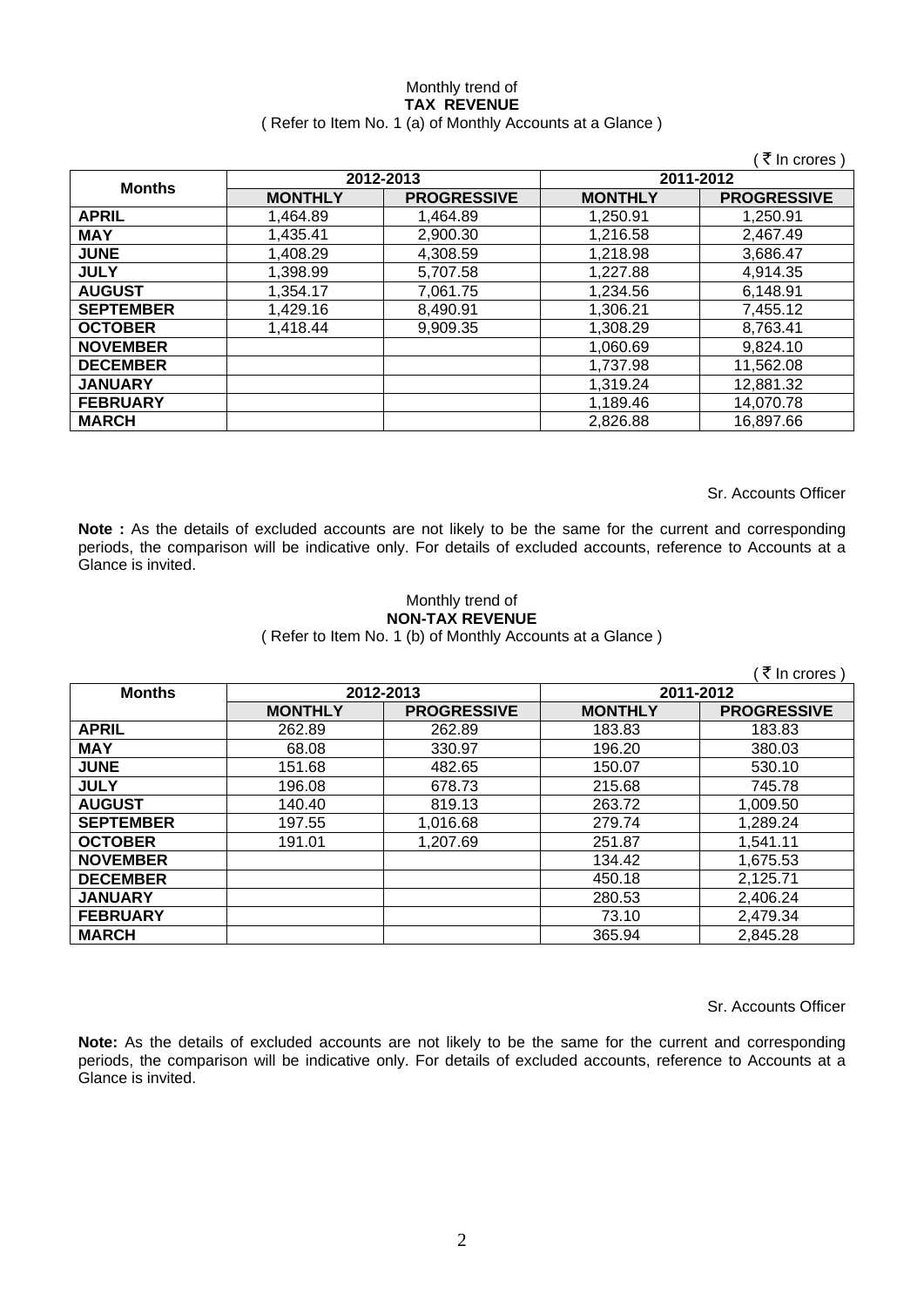Monthly trend of
**TAX REVENUE**
( Refer to Item No. 1 (a) of Monthly Accounts at a Glance )

( ₹ In crores )

| Months | 2012-2013 | | 2011-2012 | |
|---|---|---|---|---|
| | **MONTHLY** | **PROGRESSIVE** | **MONTHLY** | **PROGRESSIVE** |
| **APRIL** | 1,464.89 | 1,464.89 | 1,250.91 | 1,250.91 |
| **MAY** | 1,435.41 | 2,900.30 | 1,216.58 | 2,467.49 |
| **JUNE** | 1,408.29 | 4,308.59 | 1,218.98 | 3,686.47 |
| **JULY** | 1,398.99 | 5,707.58 | 1,227.88 | 4,914.35 |
| **AUGUST** | 1,354.17 | 7,061.75 | 1,234.56 | 6,148.91 |
| **SEPTEMBER** | 1,429.16 | 8,490.91 | 1,306.21 | 7,455.12 |
| **OCTOBER** | 1,418.44 | 9,909.35 | 1,308.29 | 8,763.41 |
| **NOVEMBER** | | | 1,060.69 | 9,824.10 |
| **DECEMBER** | | | 1,737.98 | 11,562.08 |
| **JANUARY** | | | 1,319.24 | 12,881.32 |
| **FEBRUARY** | | | 1,189.46 | 14,070.78 |
| **MARCH** | | | 2,826.88 | 16,897.66 |

Sr. Accounts Officer

**Note :** As the details of excluded accounts are not likely to be the same for the current and corresponding periods, the comparison will be indicative only. For details of excluded accounts, reference to Accounts at a Glance is invited.

Monthly trend of
**NON-TAX REVENUE**
( Refer to Item No. 1 (b) of Monthly Accounts at a Glance )

( ₹ In crores )

| Months | 2012-2013 | | 2011-2012 | |
|---|---|---|---|---|
| | **MONTHLY** | **PROGRESSIVE** | **MONTHLY** | **PROGRESSIVE** |
| **APRIL** | 262.89 | 262.89 | 183.83 | 183.83 |
| **MAY** | 68.08 | 330.97 | 196.20 | 380.03 |
| **JUNE** | 151.68 | 482.65 | 150.07 | 530.10 |
| **JULY** | 196.08 | 678.73 | 215.68 | 745.78 |
| **AUGUST** | 140.40 | 819.13 | 263.72 | 1,009.50 |
| **SEPTEMBER** | 197.55 | 1,016.68 | 279.74 | 1,289.24 |
| **OCTOBER** | 191.01 | 1,207.69 | 251.87 | 1,541.11 |
| **NOVEMBER** | | | 134.42 | 1,675.53 |
| **DECEMBER** | | | 450.18 | 2,125.71 |
| **JANUARY** | | | 280.53 | 2,406.24 |
| **FEBRUARY** | | | 73.10 | 2,479.34 |
| **MARCH** | | | 365.94 | 2,845.28 |

Sr. Accounts Officer

**Note:** As the details of excluded accounts are not likely to be the same for the current and corresponding periods, the comparison will be indicative only. For details of excluded accounts, reference to Accounts at a Glance is invited.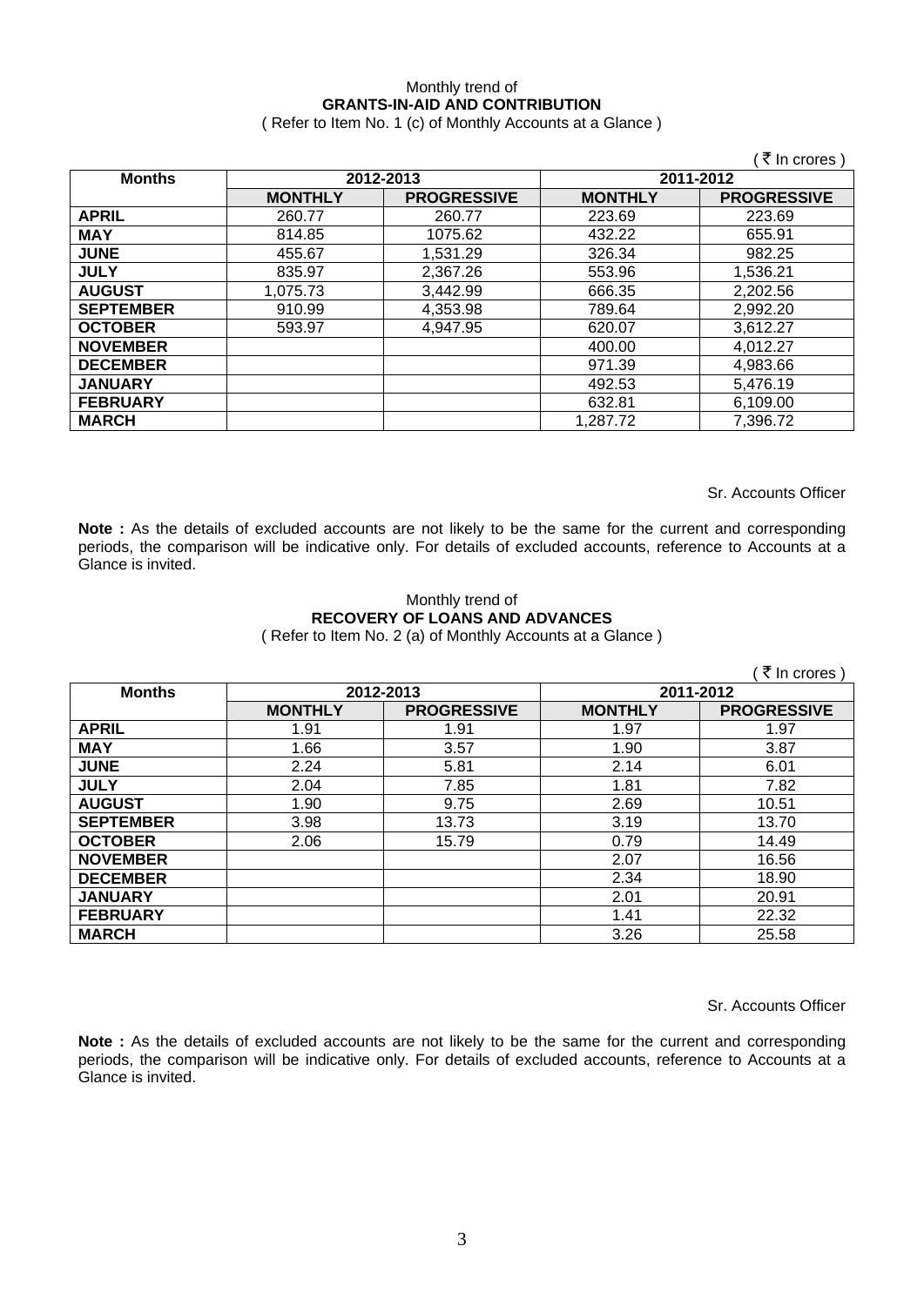Monthly trend of

**GRANTS-IN-AID AND CONTRIBUTION**

( Refer to Item No. 1 (c) of Monthly Accounts at a Glance )

( ₹ In crores )

| Months | 2012-2013 | | 2011-2012 | |
|---|---|---|---|---|
| | **MONTHLY** | **PROGRESSIVE** | **MONTHLY** | **PROGRESSIVE** |
| **APRIL** | 260.77 | 260.77 | 223.69 | 223.69 |
| **MAY** | 814.85 | 1075.62 | 432.22 | 655.91 |
| **JUNE** | 455.67 | 1,531.29 | 326.34 | 982.25 |
| **JULY** | 835.97 | 2,367.26 | 553.96 | 1,536.21 |
| **AUGUST** | 1,075.73 | 3,442.99 | 666.35 | 2,202.56 |
| **SEPTEMBER** | 910.99 | 4,353.98 | 789.64 | 2,992.20 |
| **OCTOBER** | 593.97 | 4,947.95 | 620.07 | 3,612.27 |
| **NOVEMBER** | | | 400.00 | 4,012.27 |
| **DECEMBER** | | | 971.39 | 4,983.66 |
| **JANUARY** | | | 492.53 | 5,476.19 |
| **FEBRUARY** | | | 632.81 | 6,109.00 |
| **MARCH** | | | 1,287.72 | 7,396.72 |

Sr. Accounts Officer

**Note :** As the details of excluded accounts are not likely to be the same for the current and corresponding periods, the comparison will be indicative only. For details of excluded accounts, reference to Accounts at a Glance is invited.

Monthly trend of

**RECOVERY OF LOANS AND ADVANCES**

( Refer to Item No. 2 (a) of Monthly Accounts at a Glance )

( ₹ In crores )

| Months | 2012-2013 | | 2011-2012 | |
|---|---|---|---|---|
| | **MONTHLY** | **PROGRESSIVE** | **MONTHLY** | **PROGRESSIVE** |
| **APRIL** | 1.91 | 1.91 | 1.97 | 1.97 |
| **MAY** | 1.66 | 3.57 | 1.90 | 3.87 |
| **JUNE** | 2.24 | 5.81 | 2.14 | 6.01 |
| **JULY** | 2.04 | 7.85 | 1.81 | 7.82 |
| **AUGUST** | 1.90 | 9.75 | 2.69 | 10.51 |
| **SEPTEMBER** | 3.98 | 13.73 | 3.19 | 13.70 |
| **OCTOBER** | 2.06 | 15.79 | 0.79 | 14.49 |
| **NOVEMBER** | | | 2.07 | 16.56 |
| **DECEMBER** | | | 2.34 | 18.90 |
| **JANUARY** | | | 2.01 | 20.91 |
| **FEBRUARY** | | | 1.41 | 22.32 |
| **MARCH** | | | 3.26 | 25.58 |

Sr. Accounts Officer

**Note :** As the details of excluded accounts are not likely to be the same for the current and corresponding periods, the comparison will be indicative only. For details of excluded accounts, reference to Accounts at a Glance is invited.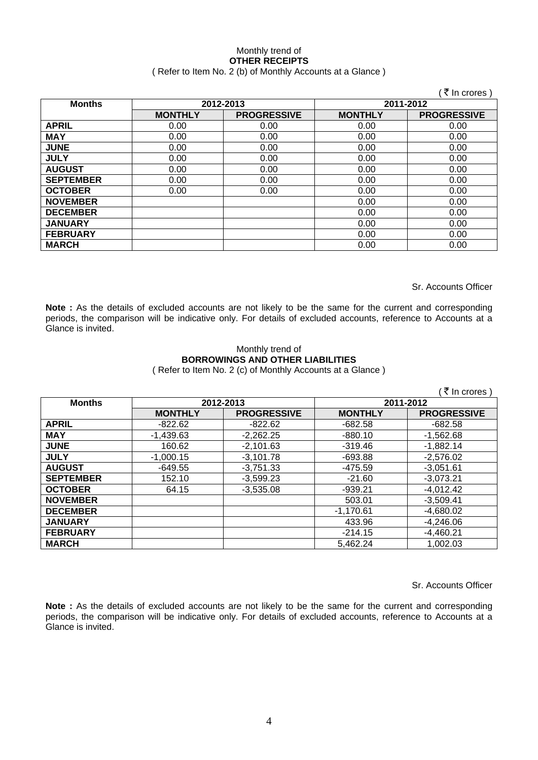Monthly trend of
**OTHER RECEIPTS**
( Refer to Item No. 2 (b) of Monthly Accounts at a Glance )

( ₹ In crores )

| Months | 2012-2013 | | 2011-2012 | |
|---|---|---|---|---|
| | **MONTHLY** | **PROGRESSIVE** | **MONTHLY** | **PROGRESSIVE** |
| **APRIL** | 0.00 | 0.00 | 0.00 | 0.00 |
| **MAY** | 0.00 | 0.00 | 0.00 | 0.00 |
| **JUNE** | 0.00 | 0.00 | 0.00 | 0.00 |
| **JULY** | 0.00 | 0.00 | 0.00 | 0.00 |
| **AUGUST** | 0.00 | 0.00 | 0.00 | 0.00 |
| **SEPTEMBER** | 0.00 | 0.00 | 0.00 | 0.00 |
| **OCTOBER** | 0.00 | 0.00 | 0.00 | 0.00 |
| **NOVEMBER** | | | 0.00 | 0.00 |
| **DECEMBER** | | | 0.00 | 0.00 |
| **JANUARY** | | | 0.00 | 0.00 |
| **FEBRUARY** | | | 0.00 | 0.00 |
| **MARCH** | | | 0.00 | 0.00 |

Sr. Accounts Officer

**Note :** As the details of excluded accounts are not likely to be the same for the current and corresponding periods, the comparison will be indicative only. For details of excluded accounts, reference to Accounts at a Glance is invited.

Monthly trend of
**BORROWINGS AND OTHER LIABILITIES**
( Refer to Item No. 2 (c) of Monthly Accounts at a Glance )

( ₹ In crores )

| Months | 2012-2013 | | 2011-2012 | |
|---|---|---|---|---|
| | **MONTHLY** | **PROGRESSIVE** | **MONTHLY** | **PROGRESSIVE** |
| **APRIL** | -822.62 | -822.62 | -682.58 | -682.58 |
| **MAY** | -1,439.63 | -2,262.25 | -880.10 | -1,562.68 |
| **JUNE** | 160.62 | -2,101.63 | -319.46 | -1,882.14 |
| **JULY** | -1,000.15 | -3,101.78 | -693.88 | -2,576.02 |
| **AUGUST** | -649.55 | -3,751.33 | -475.59 | -3,051.61 |
| **SEPTEMBER** | 152.10 | -3,599.23 | -21.60 | -3,073.21 |
| **OCTOBER** | 64.15 | -3,535.08 | -939.21 | -4,012.42 |
| **NOVEMBER** | | | 503.01 | -3,509.41 |
| **DECEMBER** | | | -1,170.61 | -4,680.02 |
| **JANUARY** | | | 433.96 | -4,246.06 |
| **FEBRUARY** | | | -214.15 | -4,460.21 |
| **MARCH** | | | 5,462.24 | 1,002.03 |

Sr. Accounts Officer

**Note :** As the details of excluded accounts are not likely to be the same for the current and corresponding periods, the comparison will be indicative only. For details of excluded accounts, reference to Accounts at a Glance is invited.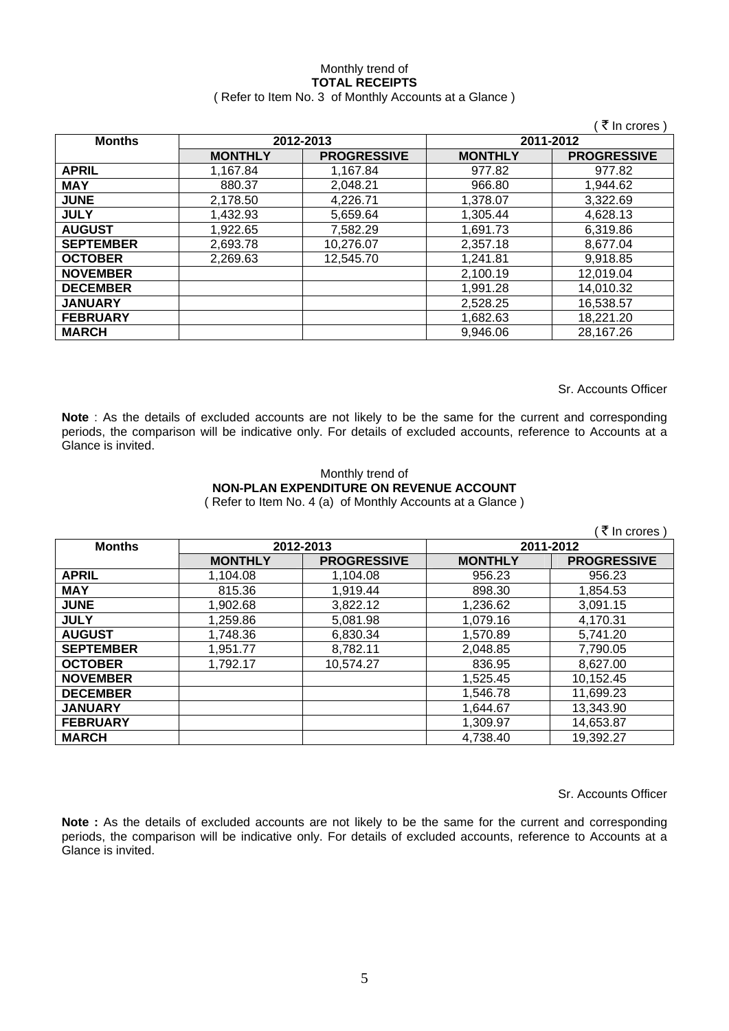Monthly trend of
**TOTAL RECEIPTS**
( Refer to Item No. 3 of Monthly Accounts at a Glance )

( ₹ In crores )

| Months | 2012-2013 | | 2011-2012 | |
|---|---|---|---|---|
| | **MONTHLY** | **PROGRESSIVE** | **MONTHLY** | **PROGRESSIVE** |
| **APRIL** | 1,167.84 | 1,167.84 | 977.82 | 977.82 |
| **MAY** | 880.37 | 2,048.21 | 966.80 | 1,944.62 |
| **JUNE** | 2,178.50 | 4,226.71 | 1,378.07 | 3,322.69 |
| **JULY** | 1,432.93 | 5,659.64 | 1,305.44 | 4,628.13 |
| **AUGUST** | 1,922.65 | 7,582.29 | 1,691.73 | 6,319.86 |
| **SEPTEMBER** | 2,693.78 | 10,276.07 | 2,357.18 | 8,677.04 |
| **OCTOBER** | 2,269.63 | 12,545.70 | 1,241.81 | 9,918.85 |
| **NOVEMBER** | | | 2,100.19 | 12,019.04 |
| **DECEMBER** | | | 1,991.28 | 14,010.32 |
| **JANUARY** | | | 2,528.25 | 16,538.57 |
| **FEBRUARY** | | | 1,682.63 | 18,221.20 |
| **MARCH** | | | 9,946.06 | 28,167.26 |

Sr. Accounts Officer

**Note** : As the details of excluded accounts are not likely to be the same for the current and corresponding periods, the comparison will be indicative only. For details of excluded accounts, reference to Accounts at a Glance is invited.

Monthly trend of
**NON-PLAN EXPENDITURE ON REVENUE ACCOUNT**
( Refer to Item No. 4 (a) of Monthly Accounts at a Glance )

( ₹ In crores )

| Months | 2012-2013 | | 2011-2012 | |
|---|---|---|---|---|
| | **MONTHLY** | **PROGRESSIVE** | **MONTHLY** | **PROGRESSIVE** |
| **APRIL** | 1,104.08 | 1,104.08 | 956.23 | 956.23 |
| **MAY** | 815.36 | 1,919.44 | 898.30 | 1,854.53 |
| **JUNE** | 1,902.68 | 3,822.12 | 1,236.62 | 3,091.15 |
| **JULY** | 1,259.86 | 5,081.98 | 1,079.16 | 4,170.31 |
| **AUGUST** | 1,748.36 | 6,830.34 | 1,570.89 | 5,741.20 |
| **SEPTEMBER** | 1,951.77 | 8,782.11 | 2,048.85 | 7,790.05 |
| **OCTOBER** | 1,792.17 | 10,574.27 | 836.95 | 8,627.00 |
| **NOVEMBER** | | | 1,525.45 | 10,152.45 |
| **DECEMBER** | | | 1,546.78 | 11,699.23 |
| **JANUARY** | | | 1,644.67 | 13,343.90 |
| **FEBRUARY** | | | 1,309.97 | 14,653.87 |
| **MARCH** | | | 4,738.40 | 19,392.27 |

Sr. Accounts Officer

**Note :** As the details of excluded accounts are not likely to be the same for the current and corresponding periods, the comparison will be indicative only. For details of excluded accounts, reference to Accounts at a Glance is invited.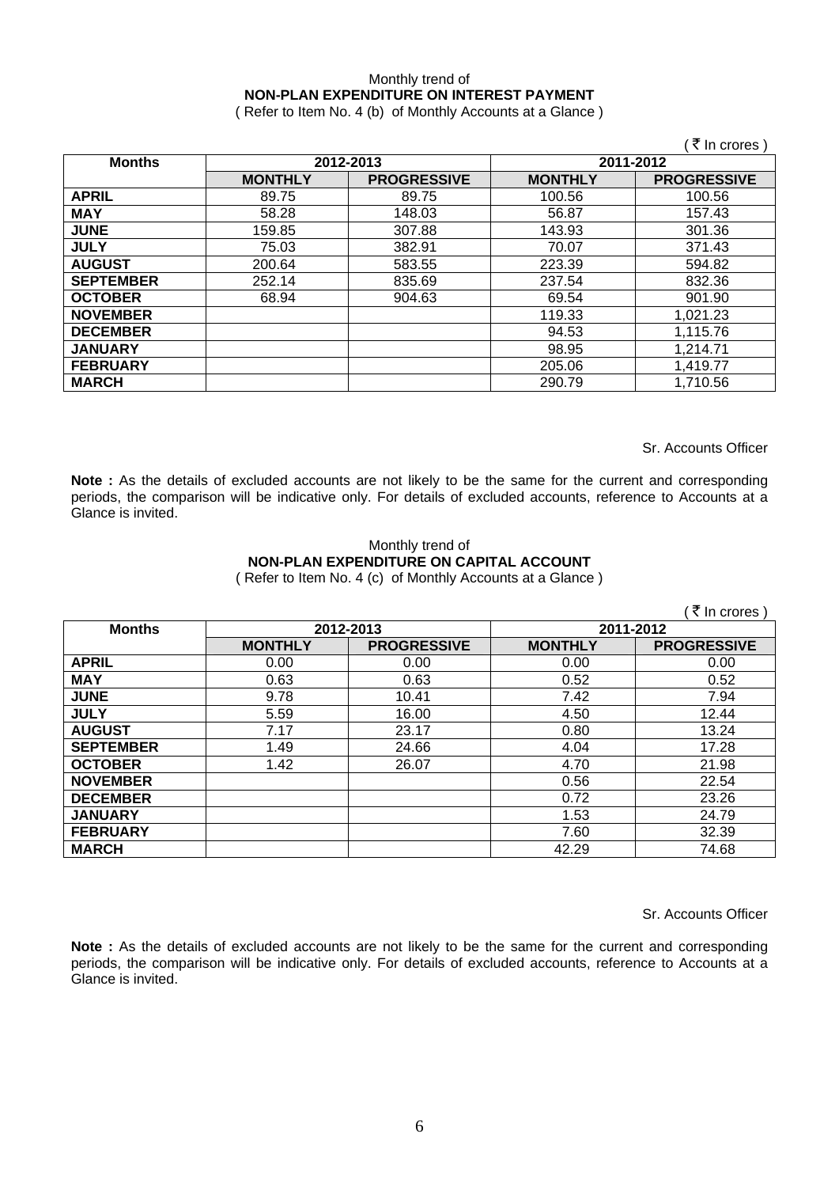Monthly trend of
**NON-PLAN EXPENDITURE ON INTEREST PAYMENT**
( Refer to Item No. 4 (b) of Monthly Accounts at a Glance )

( ₹ In crores )

| Months | 2012-2013 | | 2011-2012 | |
|---|---|---|---|---|
| | MONTHLY | PROGRESSIVE | MONTHLY | PROGRESSIVE |
| APRIL | 89.75 | 89.75 | 100.56 | 100.56 |
| MAY | 58.28 | 148.03 | 56.87 | 157.43 |
| JUNE | 159.85 | 307.88 | 143.93 | 301.36 |
| JULY | 75.03 | 382.91 | 70.07 | 371.43 |
| AUGUST | 200.64 | 583.55 | 223.39 | 594.82 |
| SEPTEMBER | 252.14 | 835.69 | 237.54 | 832.36 |
| OCTOBER | 68.94 | 904.63 | 69.54 | 901.90 |
| NOVEMBER | | | 119.33 | 1,021.23 |
| DECEMBER | | | 94.53 | 1,115.76 |
| JANUARY | | | 98.95 | 1,214.71 |
| FEBRUARY | | | 205.06 | 1,419.77 |
| MARCH | | | 290.79 | 1,710.56 |

Sr. Accounts Officer

**Note :** As the details of excluded accounts are not likely to be the same for the current and corresponding periods, the comparison will be indicative only. For details of excluded accounts, reference to Accounts at a Glance is invited.

Monthly trend of
**NON-PLAN EXPENDITURE ON CAPITAL ACCOUNT**
( Refer to Item No. 4 (c) of Monthly Accounts at a Glance )

( ₹ In crores )

| Months | 2012-2013 | | 2011-2012 | |
|---|---|---|---|---|
| | MONTHLY | PROGRESSIVE | MONTHLY | PROGRESSIVE |
| APRIL | 0.00 | 0.00 | 0.00 | 0.00 |
| MAY | 0.63 | 0.63 | 0.52 | 0.52 |
| JUNE | 9.78 | 10.41 | 7.42 | 7.94 |
| JULY | 5.59 | 16.00 | 4.50 | 12.44 |
| AUGUST | 7.17 | 23.17 | 0.80 | 13.24 |
| SEPTEMBER | 1.49 | 24.66 | 4.04 | 17.28 |
| OCTOBER | 1.42 | 26.07 | 4.70 | 21.98 |
| NOVEMBER | | | 0.56 | 22.54 |
| DECEMBER | | | 0.72 | 23.26 |
| JANUARY | | | 1.53 | 24.79 |
| FEBRUARY | | | 7.60 | 32.39 |
| MARCH | | | 42.29 | 74.68 |

Sr. Accounts Officer

**Note :** As the details of excluded accounts are not likely to be the same for the current and corresponding periods, the comparison will be indicative only. For details of excluded accounts, reference to Accounts at a Glance is invited.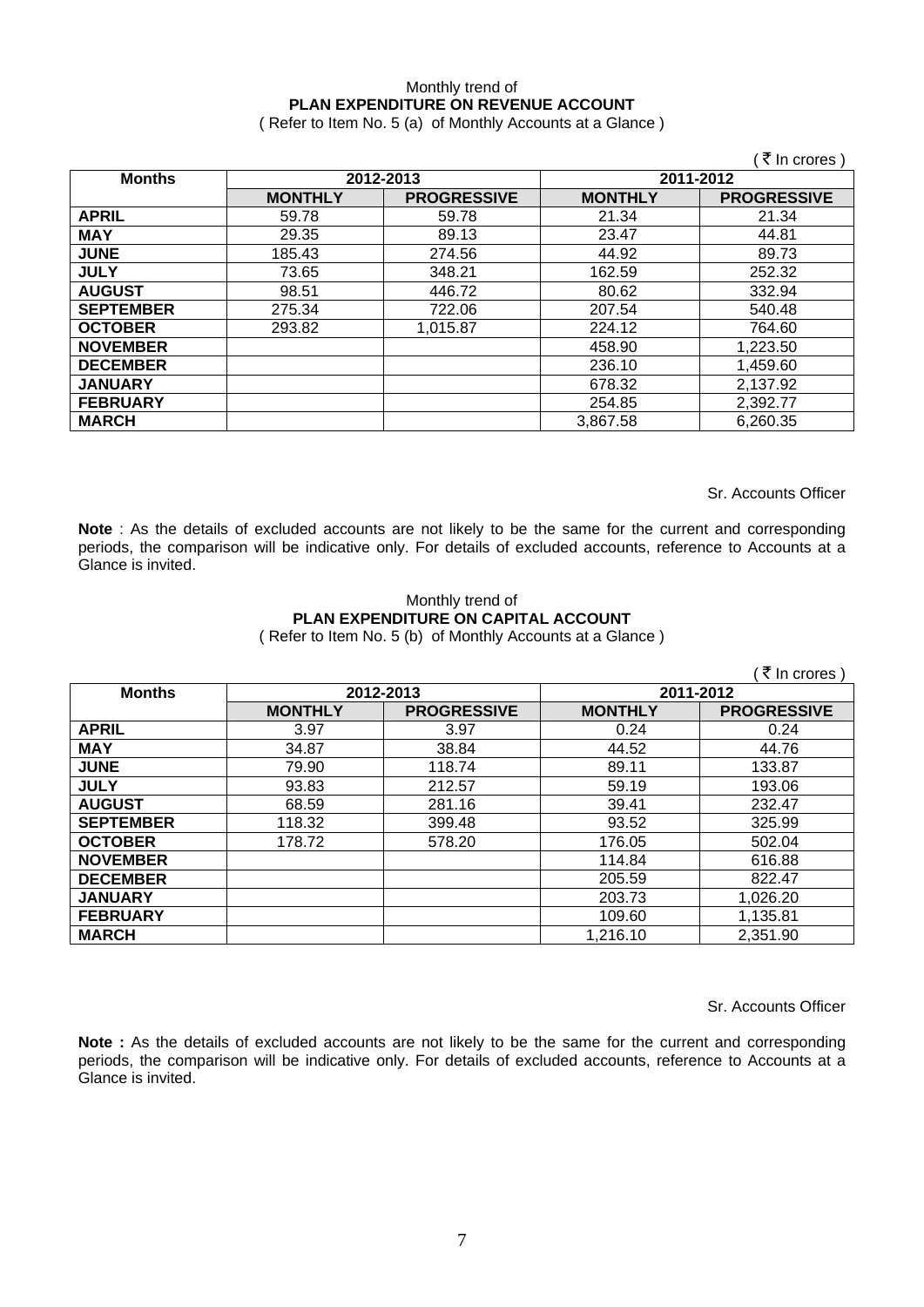Monthly trend of

**PLAN EXPENDITURE ON REVENUE ACCOUNT**

( Refer to Item No. 5 (a) of Monthly Accounts at a Glance )

( ₹ In crores )

| Months | 2012-2013 | | 2011-2012 | |
|---|---|---|---|---|
| | MONTHLY | PROGRESSIVE | MONTHLY | PROGRESSIVE |
| APRIL | 59.78 | 59.78 | 21.34 | 21.34 |
| MAY | 29.35 | 89.13 | 23.47 | 44.81 |
| JUNE | 185.43 | 274.56 | 44.92 | 89.73 |
| JULY | 73.65 | 348.21 | 162.59 | 252.32 |
| AUGUST | 98.51 | 446.72 | 80.62 | 332.94 |
| SEPTEMBER | 275.34 | 722.06 | 207.54 | 540.48 |
| OCTOBER | 293.82 | 1,015.87 | 224.12 | 764.60 |
| NOVEMBER | | | 458.90 | 1,223.50 |
| DECEMBER | | | 236.10 | 1,459.60 |
| JANUARY | | | 678.32 | 2,137.92 |
| FEBRUARY | | | 254.85 | 2,392.77 |
| MARCH | | | 3,867.58 | 6,260.35 |

Sr. Accounts Officer

**Note** : As the details of excluded accounts are not likely to be the same for the current and corresponding periods, the comparison will be indicative only. For details of excluded accounts, reference to Accounts at a Glance is invited.

Monthly trend of

**PLAN EXPENDITURE ON CAPITAL ACCOUNT**

( Refer to Item No. 5 (b) of Monthly Accounts at a Glance )

( ₹ In crores )

| Months | 2012-2013 | | 2011-2012 | |
|---|---|---|---|---|
| | MONTHLY | PROGRESSIVE | MONTHLY | PROGRESSIVE |
| APRIL | 3.97 | 3.97 | 0.24 | 0.24 |
| MAY | 34.87 | 38.84 | 44.52 | 44.76 |
| JUNE | 79.90 | 118.74 | 89.11 | 133.87 |
| JULY | 93.83 | 212.57 | 59.19 | 193.06 |
| AUGUST | 68.59 | 281.16 | 39.41 | 232.47 |
| SEPTEMBER | 118.32 | 399.48 | 93.52 | 325.99 |
| OCTOBER | 178.72 | 578.20 | 176.05 | 502.04 |
| NOVEMBER | | | 114.84 | 616.88 |
| DECEMBER | | | 205.59 | 822.47 |
| JANUARY | | | 203.73 | 1,026.20 |
| FEBRUARY | | | 109.60 | 1,135.81 |
| MARCH | | | 1,216.10 | 2,351.90 |

Sr. Accounts Officer

**Note :** As the details of excluded accounts are not likely to be the same for the current and corresponding periods, the comparison will be indicative only. For details of excluded accounts, reference to Accounts at a Glance is invited.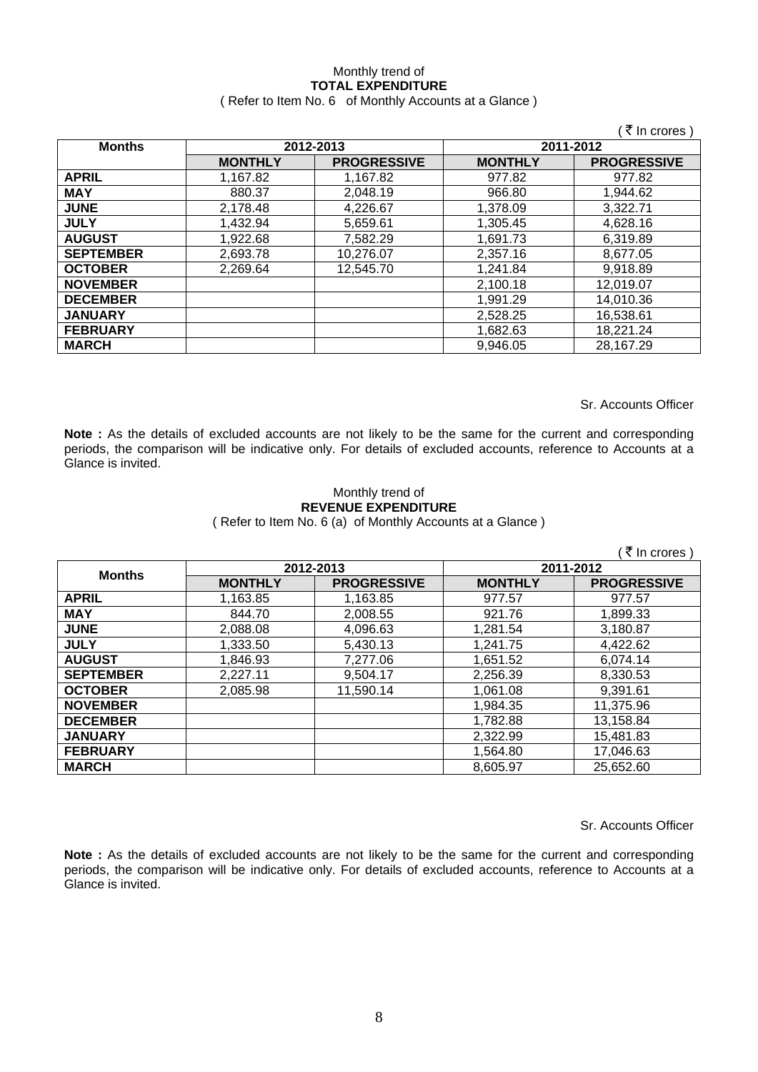Monthly trend of

**TOTAL EXPENDITURE**

( Refer to Item No. 6 of Monthly Accounts at a Glance )

( ₹ In crores )

| Months | 2012-2013 | | 2011-2012 | |
|---|---|---|---|---|
| | MONTHLY | PROGRESSIVE | MONTHLY | PROGRESSIVE |
| APRIL | 1,167.82 | 1,167.82 | 977.82 | 977.82 |
| MAY | 880.37 | 2,048.19 | 966.80 | 1,944.62 |
| JUNE | 2,178.48 | 4,226.67 | 1,378.09 | 3,322.71 |
| JULY | 1,432.94 | 5,659.61 | 1,305.45 | 4,628.16 |
| AUGUST | 1,922.68 | 7,582.29 | 1,691.73 | 6,319.89 |
| SEPTEMBER | 2,693.78 | 10,276.07 | 2,357.16 | 8,677.05 |
| OCTOBER | 2,269.64 | 12,545.70 | 1,241.84 | 9,918.89 |
| NOVEMBER | | | 2,100.18 | 12,019.07 |
| DECEMBER | | | 1,991.29 | 14,010.36 |
| JANUARY | | | 2,528.25 | 16,538.61 |
| FEBRUARY | | | 1,682.63 | 18,221.24 |
| MARCH | | | 9,946.05 | 28,167.29 |

Sr. Accounts Officer

**Note :** As the details of excluded accounts are not likely to be the same for the current and corresponding periods, the comparison will be indicative only. For details of excluded accounts, reference to Accounts at a Glance is invited.

Monthly trend of

**REVENUE EXPENDITURE**

( Refer to Item No. 6 (a) of Monthly Accounts at a Glance )

( ₹ In crores )

| Months | 2012-2013 | | 2011-2012 | |
|---|---|---|---|---|
| | MONTHLY | PROGRESSIVE | MONTHLY | PROGRESSIVE |
| APRIL | 1,163.85 | 1,163.85 | 977.57 | 977.57 |
| MAY | 844.70 | 2,008.55 | 921.76 | 1,899.33 |
| JUNE | 2,088.08 | 4,096.63 | 1,281.54 | 3,180.87 |
| JULY | 1,333.50 | 5,430.13 | 1,241.75 | 4,422.62 |
| AUGUST | 1,846.93 | 7,277.06 | 1,651.52 | 6,074.14 |
| SEPTEMBER | 2,227.11 | 9,504.17 | 2,256.39 | 8,330.53 |
| OCTOBER | 2,085.98 | 11,590.14 | 1,061.08 | 9,391.61 |
| NOVEMBER | | | 1,984.35 | 11,375.96 |
| DECEMBER | | | 1,782.88 | 13,158.84 |
| JANUARY | | | 2,322.99 | 15,481.83 |
| FEBRUARY | | | 1,564.80 | 17,046.63 |
| MARCH | | | 8,605.97 | 25,652.60 |

Sr. Accounts Officer

**Note :** As the details of excluded accounts are not likely to be the same for the current and corresponding periods, the comparison will be indicative only. For details of excluded accounts, reference to Accounts at a Glance is invited.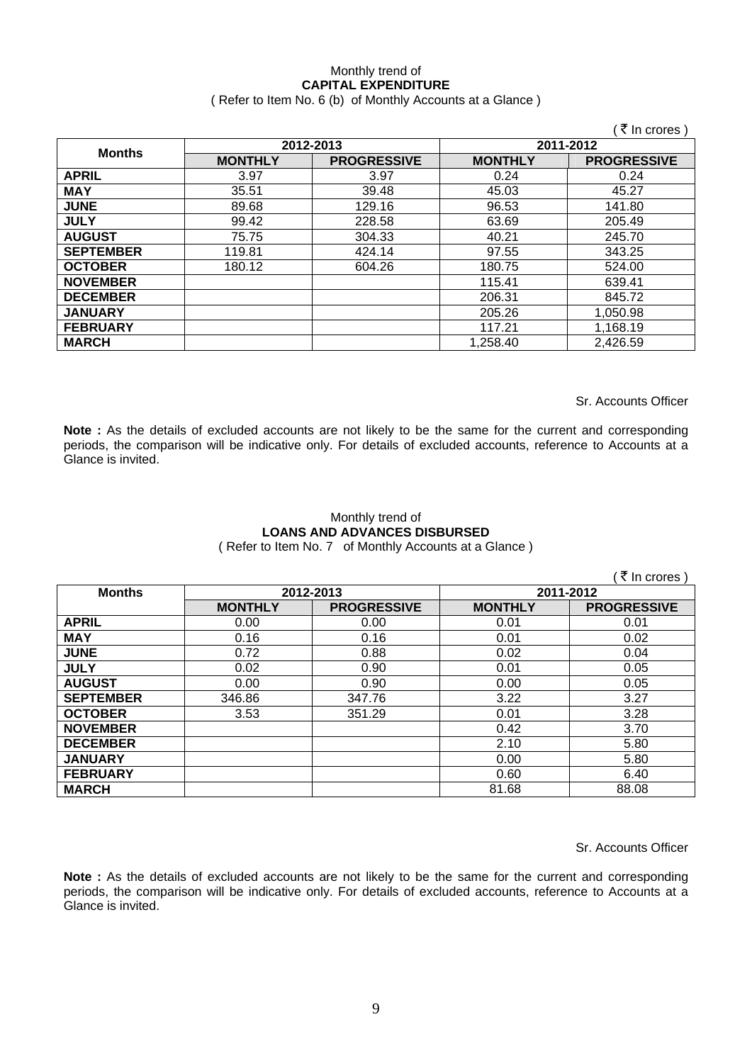Monthly trend of
**CAPITAL EXPENDITURE**
( Refer to Item No. 6 (b) of Monthly Accounts at a Glance )

( ₹ In crores )

| Months | 2012-2013 | | 2011-2012 | |
|---|---|---|---|---|
| | **MONTHLY** | **PROGRESSIVE** | **MONTHLY** | **PROGRESSIVE** |
| **APRIL** | 3.97 | 3.97 | 0.24 | 0.24 |
| **MAY** | 35.51 | 39.48 | 45.03 | 45.27 |
| **JUNE** | 89.68 | 129.16 | 96.53 | 141.80 |
| **JULY** | 99.42 | 228.58 | 63.69 | 205.49 |
| **AUGUST** | 75.75 | 304.33 | 40.21 | 245.70 |
| **SEPTEMBER** | 119.81 | 424.14 | 97.55 | 343.25 |
| **OCTOBER** | 180.12 | 604.26 | 180.75 | 524.00 |
| **NOVEMBER** | | | 115.41 | 639.41 |
| **DECEMBER** | | | 206.31 | 845.72 |
| **JANUARY** | | | 205.26 | 1,050.98 |
| **FEBRUARY** | | | 117.21 | 1,168.19 |
| **MARCH** | | | 1,258.40 | 2,426.59 |

Sr. Accounts Officer

**Note :** As the details of excluded accounts are not likely to be the same for the current and corresponding periods, the comparison will be indicative only. For details of excluded accounts, reference to Accounts at a Glance is invited.

Monthly trend of
**LOANS AND ADVANCES DISBURSED**
( Refer to Item No. 7 of Monthly Accounts at a Glance )

( ₹ In crores )

| Months | 2012-2013 | | 2011-2012 | |
|---|---|---|---|---|
| | **MONTHLY** | **PROGRESSIVE** | **MONTHLY** | **PROGRESSIVE** |
| **APRIL** | 0.00 | 0.00 | 0.01 | 0.01 |
| **MAY** | 0.16 | 0.16 | 0.01 | 0.02 |
| **JUNE** | 0.72 | 0.88 | 0.02 | 0.04 |
| **JULY** | 0.02 | 0.90 | 0.01 | 0.05 |
| **AUGUST** | 0.00 | 0.90 | 0.00 | 0.05 |
| **SEPTEMBER** | 346.86 | 347.76 | 3.22 | 3.27 |
| **OCTOBER** | 3.53 | 351.29 | 0.01 | 3.28 |
| **NOVEMBER** | | | 0.42 | 3.70 |
| **DECEMBER** | | | 2.10 | 5.80 |
| **JANUARY** | | | 0.00 | 5.80 |
| **FEBRUARY** | | | 0.60 | 6.40 |
| **MARCH** | | | 81.68 | 88.08 |

Sr. Accounts Officer

**Note :** As the details of excluded accounts are not likely to be the same for the current and corresponding periods, the comparison will be indicative only. For details of excluded accounts, reference to Accounts at a Glance is invited.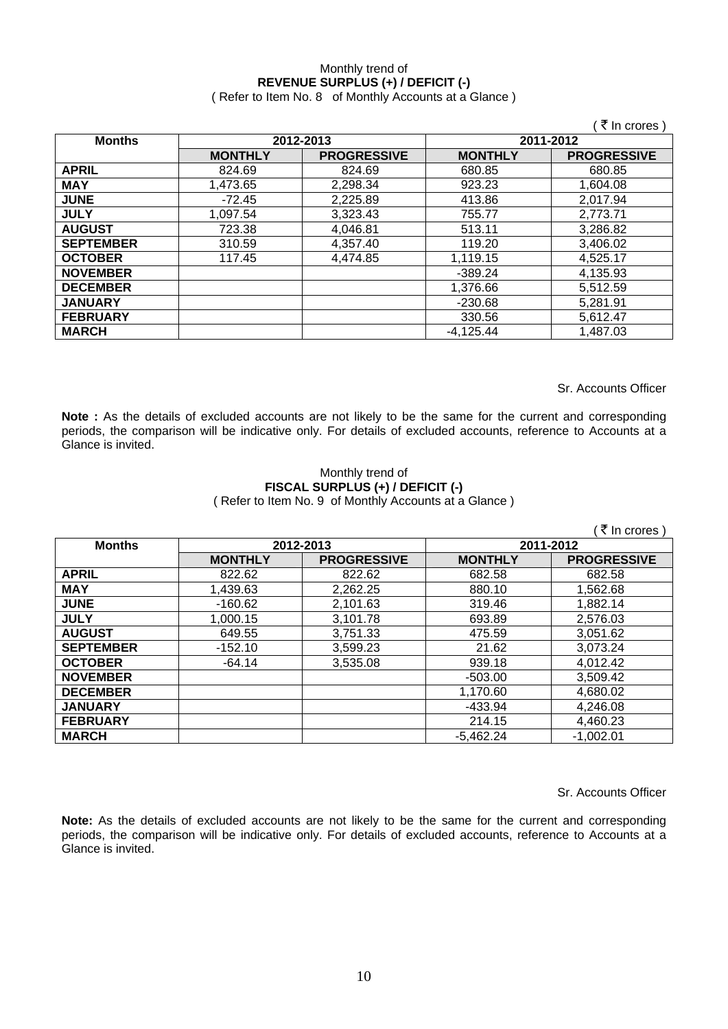Monthly trend of

**REVENUE SURPLUS (+) / DEFICIT (-)**

( Refer to Item No. 8 of Monthly Accounts at a Glance )

( ₹ In crores )

| Months | 2012-2013 | | 2011-2012 | |
|---|---|---|---|---|
| | **MONTHLY** | **PROGRESSIVE** | **MONTHLY** | **PROGRESSIVE** |
| **APRIL** | 824.69 | 824.69 | 680.85 | 680.85 |
| **MAY** | 1,473.65 | 2,298.34 | 923.23 | 1,604.08 |
| **JUNE** | -72.45 | 2,225.89 | 413.86 | 2,017.94 |
| **JULY** | 1,097.54 | 3,323.43 | 755.77 | 2,773.71 |
| **AUGUST** | 723.38 | 4,046.81 | 513.11 | 3,286.82 |
| **SEPTEMBER** | 310.59 | 4,357.40 | 119.20 | 3,406.02 |
| **OCTOBER** | 117.45 | 4,474.85 | 1,119.15 | 4,525.17 |
| **NOVEMBER** | | | -389.24 | 4,135.93 |
| **DECEMBER** | | | 1,376.66 | 5,512.59 |
| **JANUARY** | | | -230.68 | 5,281.91 |
| **FEBRUARY** | | | 330.56 | 5,612.47 |
| **MARCH** | | | -4,125.44 | 1,487.03 |

Sr. Accounts Officer

**Note :** As the details of excluded accounts are not likely to be the same for the current and corresponding periods, the comparison will be indicative only. For details of excluded accounts, reference to Accounts at a Glance is invited.

Monthly trend of

**FISCAL SURPLUS (+) / DEFICIT (-)**

( Refer to Item No. 9 of Monthly Accounts at a Glance )

( ₹ In crores )

| Months | 2012-2013 | | 2011-2012 | |
|---|---|---|---|---|
| | **MONTHLY** | **PROGRESSIVE** | **MONTHLY** | **PROGRESSIVE** |
| **APRIL** | 822.62 | 822.62 | 682.58 | 682.58 |
| **MAY** | 1,439.63 | 2,262.25 | 880.10 | 1,562.68 |
| **JUNE** | -160.62 | 2,101.63 | 319.46 | 1,882.14 |
| **JULY** | 1,000.15 | 3,101.78 | 693.89 | 2,576.03 |
| **AUGUST** | 649.55 | 3,751.33 | 475.59 | 3,051.62 |
| **SEPTEMBER** | -152.10 | 3,599.23 | 21.62 | 3,073.24 |
| **OCTOBER** | -64.14 | 3,535.08 | 939.18 | 4,012.42 |
| **NOVEMBER** | | | -503.00 | 3,509.42 |
| **DECEMBER** | | | 1,170.60 | 4,680.02 |
| **JANUARY** | | | -433.94 | 4,246.08 |
| **FEBRUARY** | | | 214.15 | 4,460.23 |
| **MARCH** | | | -5,462.24 | -1,002.01 |

Sr. Accounts Officer

**Note:** As the details of excluded accounts are not likely to be the same for the current and corresponding periods, the comparison will be indicative only. For details of excluded accounts, reference to Accounts at a Glance is invited.